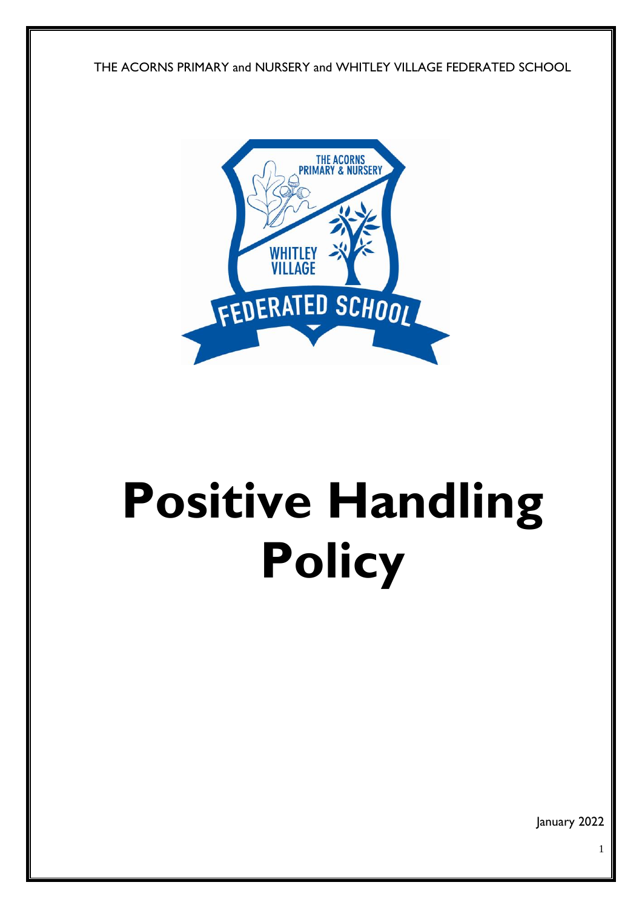THE ACORNS PRIMARY and NURSERY and WHITLEY VILLAGE FEDERATED SCHOOL

# Positive Handling Policy

January 2022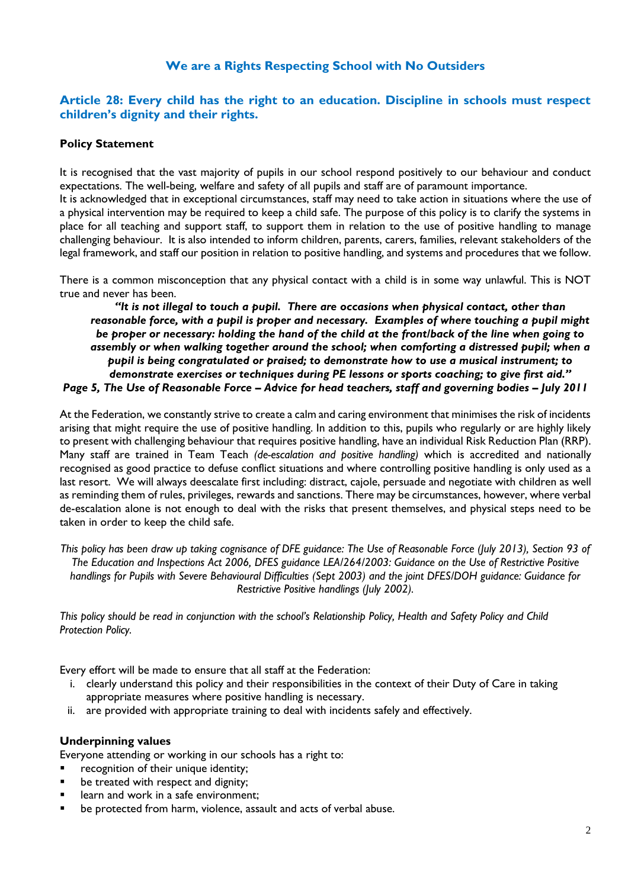## We are a Rights Respecting School with No Outsiders

### Article 28: Every child has the right to an education. Discipline in schools must respect children's dignity and their rights.

**Policy Statement**

It is recognised that the vast majority of pupils in our school respond positively to our behaviour and conduct expectations. The well-being, welfare and safety of all pupils and staff are of paramount importance.
It is acknowledged that in exceptional circumstances, staff may need to take action in situations where the use of a physical intervention may be required to keep a child safe. The purpose of this policy is to clarify the systems in place for all teaching and support staff, to support them in relation to the use of positive handling to manage challenging behaviour. It is also intended to inform children, parents, carers, families, relevant stakeholders of the legal framework, and staff our position in relation to positive handling, and systems and procedures that we follow.

There is a common misconception that any physical contact with a child is in some way unlawful. This is NOT true and never has been.

***"It is not illegal to touch a pupil. There are occasions when physical contact, other than reasonable force, with a pupil is proper and necessary. Examples of where touching a pupil might be proper or necessary: holding the hand of the child at the front/back of the line when going to assembly or when walking together around the school; when comforting a distressed pupil; when a pupil is being congratulated or praised; to demonstrate how to use a musical instrument; to demonstrate exercises or techniques during PE lessons or sports coaching; to give first aid."***
***Page 5, The Use of Reasonable Force – Advice for head teachers, staff and governing bodies – July 2011***

At the Federation, we constantly strive to create a calm and caring environment that minimises the risk of incidents arising that might require the use of positive handling. In addition to this, pupils who regularly or are highly likely to present with challenging behaviour that requires positive handling, have an individual Risk Reduction Plan (RRP). Many staff are trained in Team Teach *(de-escalation and positive handling)* which is accredited and nationally recognised as good practice to defuse conflict situations and where controlling positive handling is only used as a last resort. We will always deescalate first including: distract, cajole, persuade and negotiate with children as well as reminding them of rules, privileges, rewards and sanctions. There may be circumstances, however, where verbal de-escalation alone is not enough to deal with the risks that present themselves, and physical steps need to be taken in order to keep the child safe.

*This policy has been draw up taking cognisance of DFE guidance: The Use of Reasonable Force (July 2013), Section 93 of The Education and Inspections Act 2006, DFES guidance LEA/264/2003: Guidance on the Use of Restrictive Positive handlings for Pupils with Severe Behavioural Difficulties (Sept 2003) and the joint DFES/DOH guidance: Guidance for Restrictive Positive handlings (July 2002).*

*This policy should be read in conjunction with the school's Relationship Policy, Health and Safety Policy and Child Protection Policy.*

Every effort will be made to ensure that all staff at the Federation:

1. clearly understand this policy and their responsibilities in the context of their Duty of Care in taking appropriate measures where positive handling is necessary.
2. are provided with appropriate training to deal with incidents safely and effectively.

**Underpinning values**

Everyone attending or working in our schools has a right to:

- recognition of their unique identity;
- be treated with respect and dignity;
- learn and work in a safe environment;
- be protected from harm, violence, assault and acts of verbal abuse.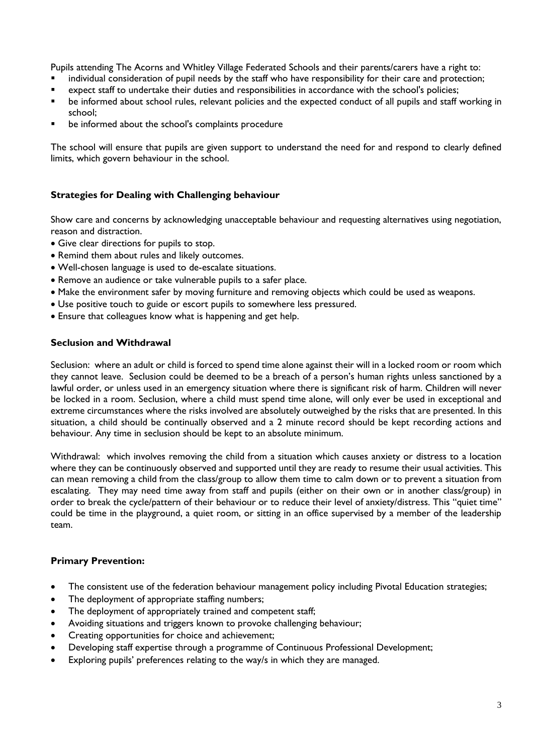Pupils attending The Acorns and Whitley Village Federated Schools and their parents/carers have a right to:

- individual consideration of pupil needs by the staff who have responsibility for their care and protection;
- expect staff to undertake their duties and responsibilities in accordance with the school's policies;
- be informed about school rules, relevant policies and the expected conduct of all pupils and staff working in school;
- be informed about the school's complaints procedure

The school will ensure that pupils are given support to understand the need for and respond to clearly defined limits, which govern behaviour in the school.

### Strategies for Dealing with Challenging behaviour

Show care and concerns by acknowledging unacceptable behaviour and requesting alternatives using negotiation, reason and distraction.

- Give clear directions for pupils to stop.
- Remind them about rules and likely outcomes.
- Well-chosen language is used to de-escalate situations.
- Remove an audience or take vulnerable pupils to a safer place.
- Make the environment safer by moving furniture and removing objects which could be used as weapons.
- Use positive touch to guide or escort pupils to somewhere less pressured.
- Ensure that colleagues know what is happening and get help.

### Seclusion and Withdrawal

Seclusion: where an adult or child is forced to spend time alone against their will in a locked room or room which they cannot leave. Seclusion could be deemed to be a breach of a person's human rights unless sanctioned by a lawful order, or unless used in an emergency situation where there is significant risk of harm. Children will never be locked in a room. Seclusion, where a child must spend time alone, will only ever be used in exceptional and extreme circumstances where the risks involved are absolutely outweighed by the risks that are presented. In this situation, a child should be continually observed and a 2 minute record should be kept recording actions and behaviour. Any time in seclusion should be kept to an absolute minimum.

Withdrawal: which involves removing the child from a situation which causes anxiety or distress to a location where they can be continuously observed and supported until they are ready to resume their usual activities. This can mean removing a child from the class/group to allow them time to calm down or to prevent a situation from escalating. They may need time away from staff and pupils (either on their own or in another class/group) in order to break the cycle/pattern of their behaviour or to reduce their level of anxiety/distress. This "quiet time" could be time in the playground, a quiet room, or sitting in an office supervised by a member of the leadership team.

### Primary Prevention:

- The consistent use of the federation behaviour management policy including Pivotal Education strategies;
- The deployment of appropriate staffing numbers;
- The deployment of appropriately trained and competent staff;
- Avoiding situations and triggers known to provoke challenging behaviour;
- Creating opportunities for choice and achievement;
- Developing staff expertise through a programme of Continuous Professional Development;
- Exploring pupils' preferences relating to the way/s in which they are managed.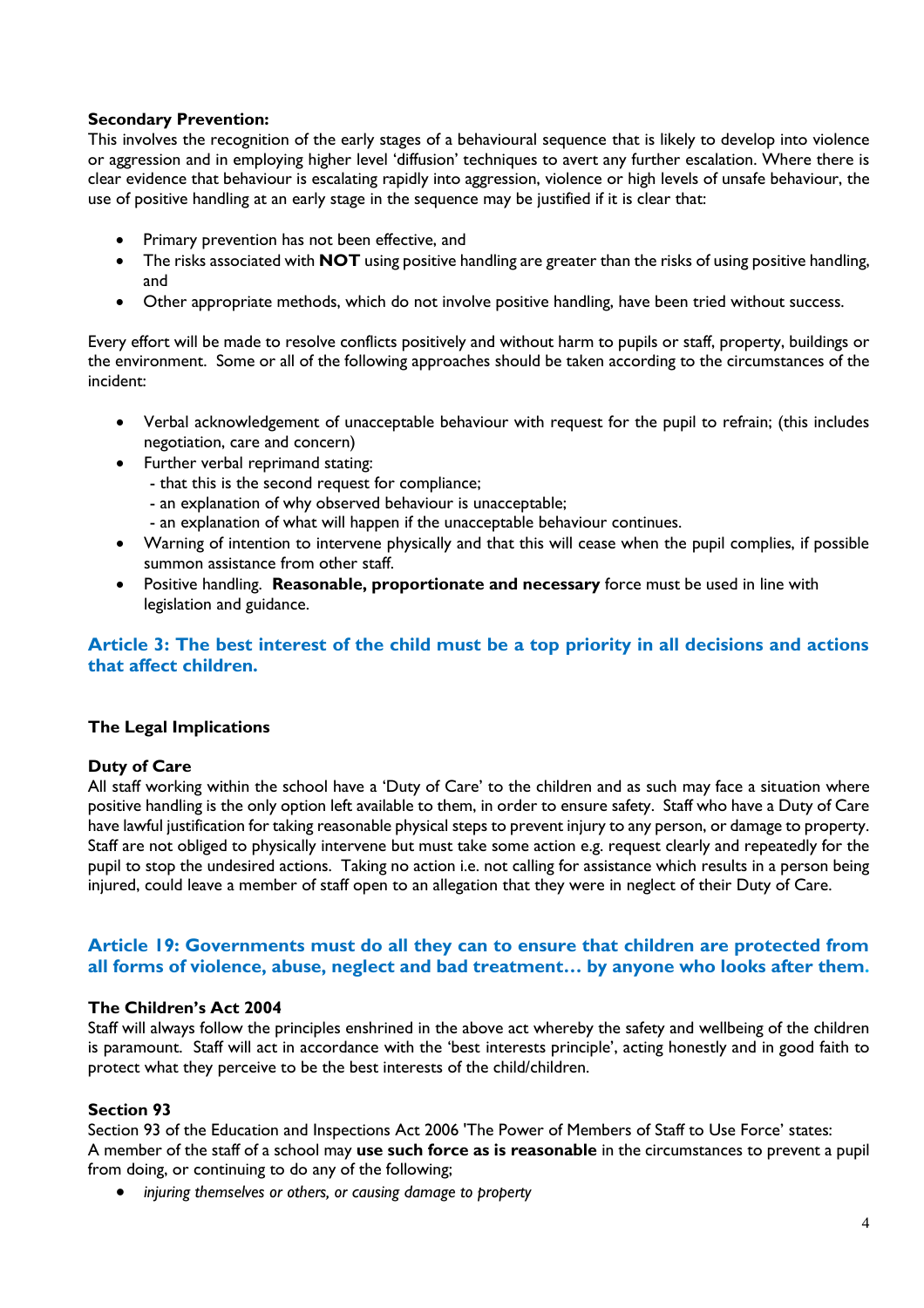**Secondary Prevention:**
This involves the recognition of the early stages of a behavioural sequence that is likely to develop into violence or aggression and in employing higher level 'diffusion' techniques to avert any further escalation. Where there is clear evidence that behaviour is escalating rapidly into aggression, violence or high levels of unsafe behaviour, the use of positive handling at an early stage in the sequence may be justified if it is clear that:

- Primary prevention has not been effective, and
- The risks associated with **NOT** using positive handling are greater than the risks of using positive handling, and
- Other appropriate methods, which do not involve positive handling, have been tried without success.

Every effort will be made to resolve conflicts positively and without harm to pupils or staff, property, buildings or the environment. Some or all of the following approaches should be taken according to the circumstances of the incident:

- Verbal acknowledgement of unacceptable behaviour with request for the pupil to refrain; (this includes negotiation, care and concern)
- Further verbal reprimand stating:
  - that this is the second request for compliance;
  - an explanation of why observed behaviour is unacceptable;
  - an explanation of what will happen if the unacceptable behaviour continues.
- Warning of intention to intervene physically and that this will cease when the pupil complies, if possible summon assistance from other staff.
- Positive handling. **Reasonable, proportionate and necessary** force must be used in line with legislation and guidance.

## Article 3: The best interest of the child must be a top priority in all decisions and actions that affect children.

### The Legal Implications

**Duty of Care**
All staff working within the school have a 'Duty of Care' to the children and as such may face a situation where positive handling is the only option left available to them, in order to ensure safety. Staff who have a Duty of Care have lawful justification for taking reasonable physical steps to prevent injury to any person, or damage to property. Staff are not obliged to physically intervene but must take some action e.g. request clearly and repeatedly for the pupil to stop the undesired actions. Taking no action i.e. not calling for assistance which results in a person being injured, could leave a member of staff open to an allegation that they were in neglect of their Duty of Care.

## Article 19: Governments must do all they can to ensure that children are protected from all forms of violence, abuse, neglect and bad treatment… by anyone who looks after them.

**The Children's Act 2004**
Staff will always follow the principles enshrined in the above act whereby the safety and wellbeing of the children is paramount. Staff will act in accordance with the 'best interests principle', acting honestly and in good faith to protect what they perceive to be the best interests of the child/children.

**Section 93**
Section 93 of the Education and Inspections Act 2006 'The Power of Members of Staff to Use Force' states:
A member of the staff of a school may **use such force as is reasonable** in the circumstances to prevent a pupil from doing, or continuing to do any of the following;

- *injuring themselves or others, or causing damage to property*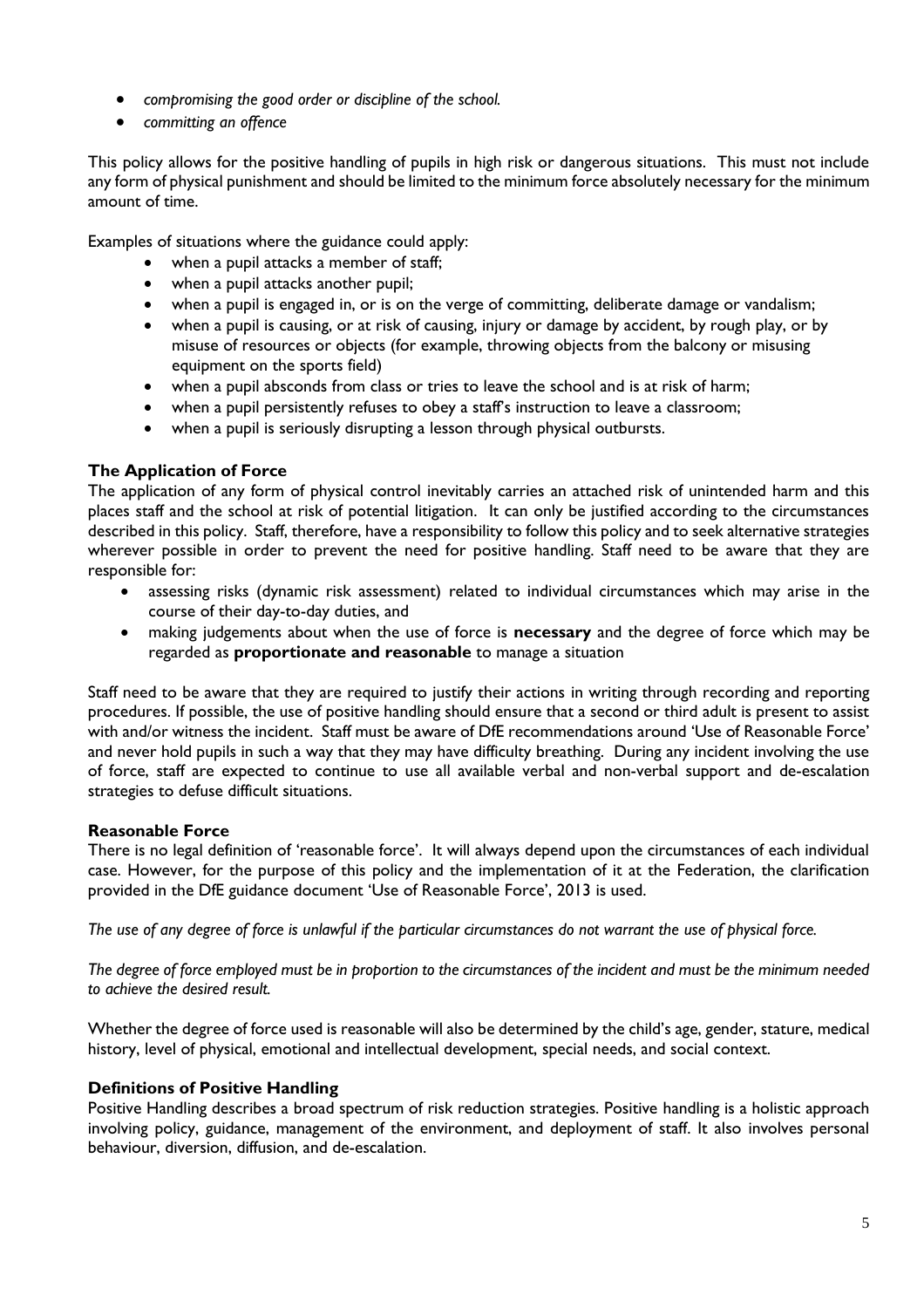- *compromising the good order or discipline of the school.*
- *committing an offence*

This policy allows for the positive handling of pupils in high risk or dangerous situations. This must not include any form of physical punishment and should be limited to the minimum force absolutely necessary for the minimum amount of time.

Examples of situations where the guidance could apply:

- when a pupil attacks a member of staff;
- when a pupil attacks another pupil;
- when a pupil is engaged in, or is on the verge of committing, deliberate damage or vandalism;
- when a pupil is causing, or at risk of causing, injury or damage by accident, by rough play, or by misuse of resources or objects (for example, throwing objects from the balcony or misusing equipment on the sports field)
- when a pupil absconds from class or tries to leave the school and is at risk of harm;
- when a pupil persistently refuses to obey a staff's instruction to leave a classroom;
- when a pupil is seriously disrupting a lesson through physical outbursts.

### The Application of Force

The application of any form of physical control inevitably carries an attached risk of unintended harm and this places staff and the school at risk of potential litigation. It can only be justified according to the circumstances described in this policy. Staff, therefore, have a responsibility to follow this policy and to seek alternative strategies wherever possible in order to prevent the need for positive handling. Staff need to be aware that they are responsible for:

- assessing risks (dynamic risk assessment) related to individual circumstances which may arise in the course of their day-to-day duties, and
- making judgements about when the use of force is **necessary** and the degree of force which may be regarded as **proportionate and reasonable** to manage a situation

Staff need to be aware that they are required to justify their actions in writing through recording and reporting procedures. If possible, the use of positive handling should ensure that a second or third adult is present to assist with and/or witness the incident. Staff must be aware of DfE recommendations around 'Use of Reasonable Force' and never hold pupils in such a way that they may have difficulty breathing. During any incident involving the use of force, staff are expected to continue to use all available verbal and non-verbal support and de-escalation strategies to defuse difficult situations.

### Reasonable Force

There is no legal definition of 'reasonable force'. It will always depend upon the circumstances of each individual case. However, for the purpose of this policy and the implementation of it at the Federation, the clarification provided in the DfE guidance document 'Use of Reasonable Force', 2013 is used.

*The use of any degree of force is unlawful if the particular circumstances do not warrant the use of physical force.*

*The degree of force employed must be in proportion to the circumstances of the incident and must be the minimum needed to achieve the desired result.*

Whether the degree of force used is reasonable will also be determined by the child's age, gender, stature, medical history, level of physical, emotional and intellectual development, special needs, and social context.

### Definitions of Positive Handling

Positive Handling describes a broad spectrum of risk reduction strategies. Positive handling is a holistic approach involving policy, guidance, management of the environment, and deployment of staff. It also involves personal behaviour, diversion, diffusion, and de-escalation.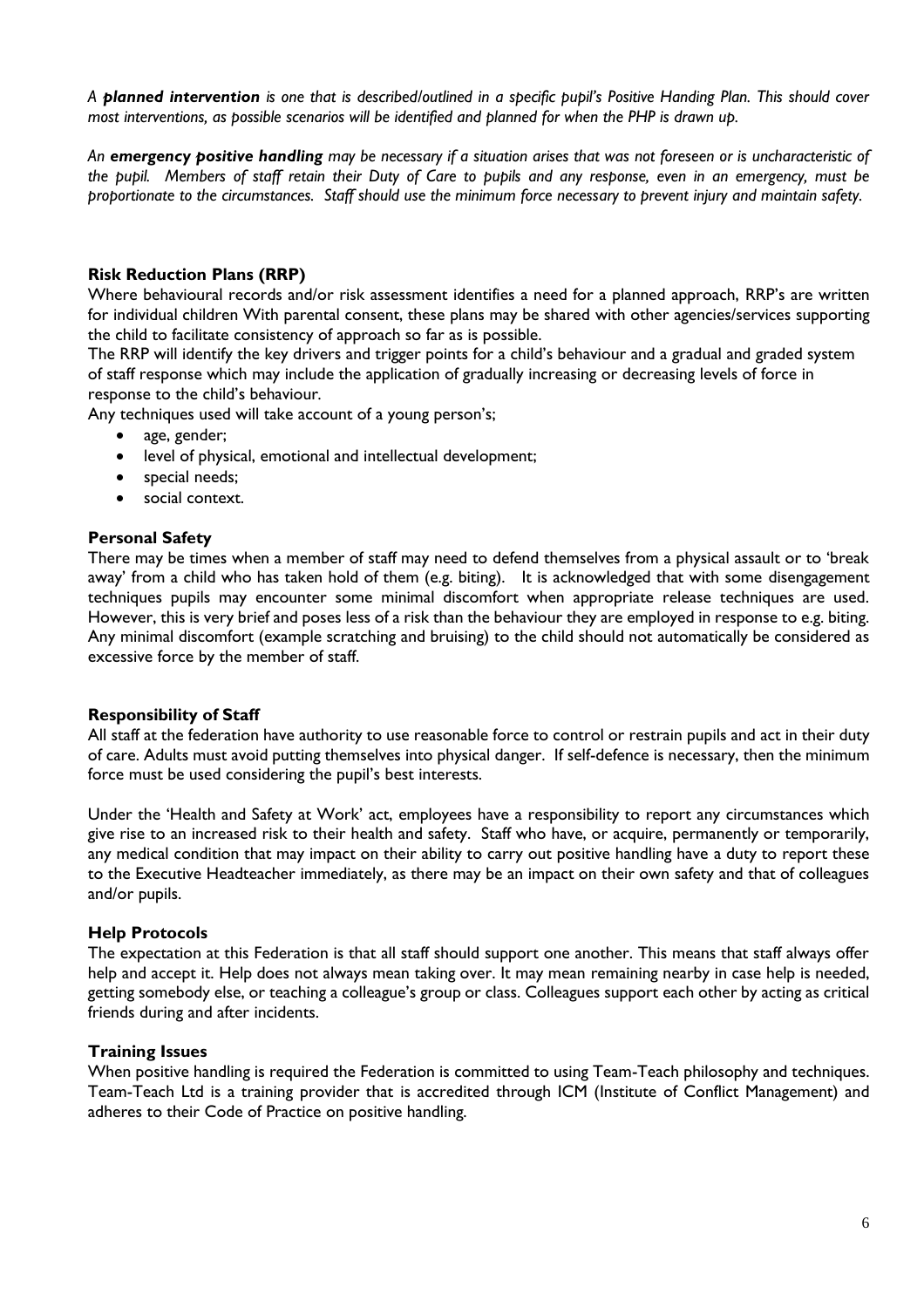*A **planned intervention** is one that is described/outlined in a specific pupil's Positive Handing Plan. This should cover most interventions, as possible scenarios will be identified and planned for when the PHP is drawn up.*

*An **emergency positive handling** may be necessary if a situation arises that was not foreseen or is uncharacteristic of the pupil. Members of staff retain their Duty of Care to pupils and any response, even in an emergency, must be proportionate to the circumstances. Staff should use the minimum force necessary to prevent injury and maintain safety.*

### Risk Reduction Plans (RRP)

Where behavioural records and/or risk assessment identifies a need for a planned approach, RRP's are written for individual children With parental consent, these plans may be shared with other agencies/services supporting the child to facilitate consistency of approach so far as is possible.

The RRP will identify the key drivers and trigger points for a child's behaviour and a gradual and graded system of staff response which may include the application of gradually increasing or decreasing levels of force in response to the child's behaviour.

Any techniques used will take account of a young person's;

- age, gender;
- level of physical, emotional and intellectual development;
- special needs;
- social context.

### Personal Safety

There may be times when a member of staff may need to defend themselves from a physical assault or to 'break away' from a child who has taken hold of them (e.g. biting). It is acknowledged that with some disengagement techniques pupils may encounter some minimal discomfort when appropriate release techniques are used. However, this is very brief and poses less of a risk than the behaviour they are employed in response to e.g. biting. Any minimal discomfort (example scratching and bruising) to the child should not automatically be considered as excessive force by the member of staff.

### Responsibility of Staff

All staff at the federation have authority to use reasonable force to control or restrain pupils and act in their duty of care. Adults must avoid putting themselves into physical danger. If self-defence is necessary, then the minimum force must be used considering the pupil's best interests.

Under the 'Health and Safety at Work' act, employees have a responsibility to report any circumstances which give rise to an increased risk to their health and safety. Staff who have, or acquire, permanently or temporarily, any medical condition that may impact on their ability to carry out positive handling have a duty to report these to the Executive Headteacher immediately, as there may be an impact on their own safety and that of colleagues and/or pupils.

### Help Protocols

The expectation at this Federation is that all staff should support one another. This means that staff always offer help and accept it. Help does not always mean taking over. It may mean remaining nearby in case help is needed, getting somebody else, or teaching a colleague's group or class. Colleagues support each other by acting as critical friends during and after incidents.

### Training Issues

When positive handling is required the Federation is committed to using Team-Teach philosophy and techniques. Team-Teach Ltd is a training provider that is accredited through ICM (Institute of Conflict Management) and adheres to their Code of Practice on positive handling.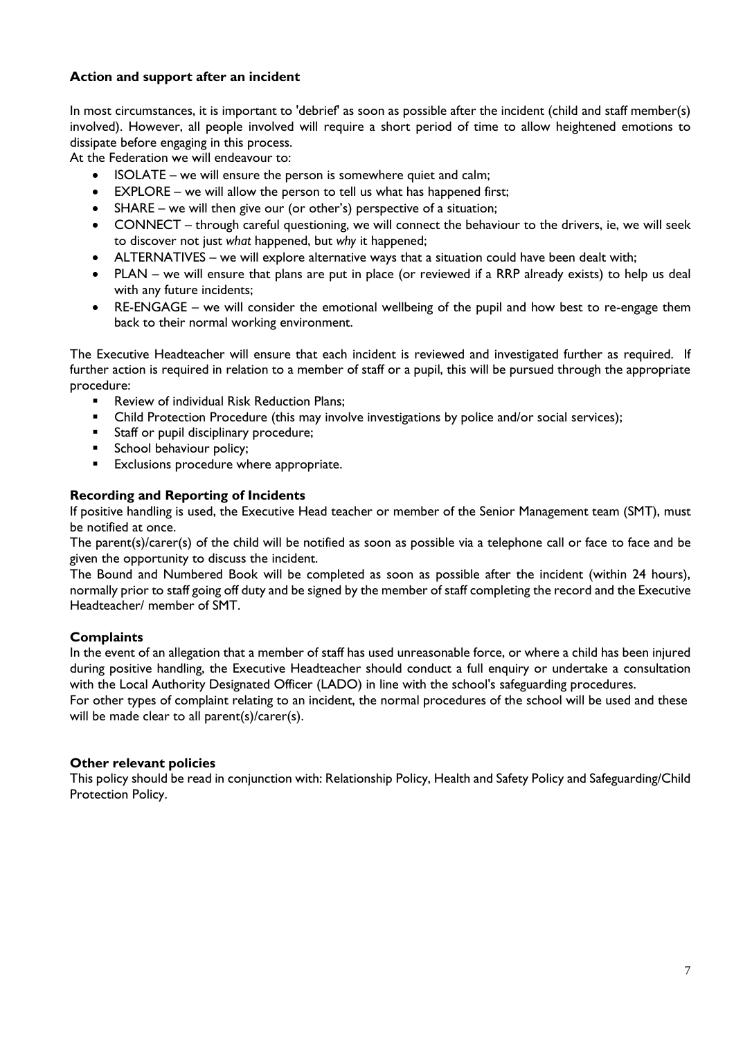### Action and support after an incident

In most circumstances, it is important to 'debrief' as soon as possible after the incident (child and staff member(s) involved). However, all people involved will require a short period of time to allow heightened emotions to dissipate before engaging in this process.

At the Federation we will endeavour to:

- ISOLATE – we will ensure the person is somewhere quiet and calm;
- EXPLORE – we will allow the person to tell us what has happened first;
- SHARE – we will then give our (or other's) perspective of a situation;
- CONNECT – through careful questioning, we will connect the behaviour to the drivers, ie, we will seek to discover not just *what* happened, but *why* it happened;
- ALTERNATIVES – we will explore alternative ways that a situation could have been dealt with;
- PLAN – we will ensure that plans are put in place (or reviewed if a RRP already exists) to help us deal with any future incidents;
- RE-ENGAGE – we will consider the emotional wellbeing of the pupil and how best to re-engage them back to their normal working environment.

The Executive Headteacher will ensure that each incident is reviewed and investigated further as required. If further action is required in relation to a member of staff or a pupil, this will be pursued through the appropriate procedure:

- Review of individual Risk Reduction Plans;
- Child Protection Procedure (this may involve investigations by police and/or social services);
- Staff or pupil disciplinary procedure;
- School behaviour policy;
- Exclusions procedure where appropriate.

### Recording and Reporting of Incidents

If positive handling is used, the Executive Head teacher or member of the Senior Management team (SMT), must be notified at once.

The parent(s)/carer(s) of the child will be notified as soon as possible via a telephone call or face to face and be given the opportunity to discuss the incident.

The Bound and Numbered Book will be completed as soon as possible after the incident (within 24 hours), normally prior to staff going off duty and be signed by the member of staff completing the record and the Executive Headteacher/ member of SMT.

### Complaints

In the event of an allegation that a member of staff has used unreasonable force, or where a child has been injured during positive handling, the Executive Headteacher should conduct a full enquiry or undertake a consultation with the Local Authority Designated Officer (LADO) in line with the school's safeguarding procedures.

For other types of complaint relating to an incident, the normal procedures of the school will be used and these will be made clear to all parent(s)/carer(s).

### Other relevant policies

This policy should be read in conjunction with: Relationship Policy, Health and Safety Policy and Safeguarding/Child Protection Policy.